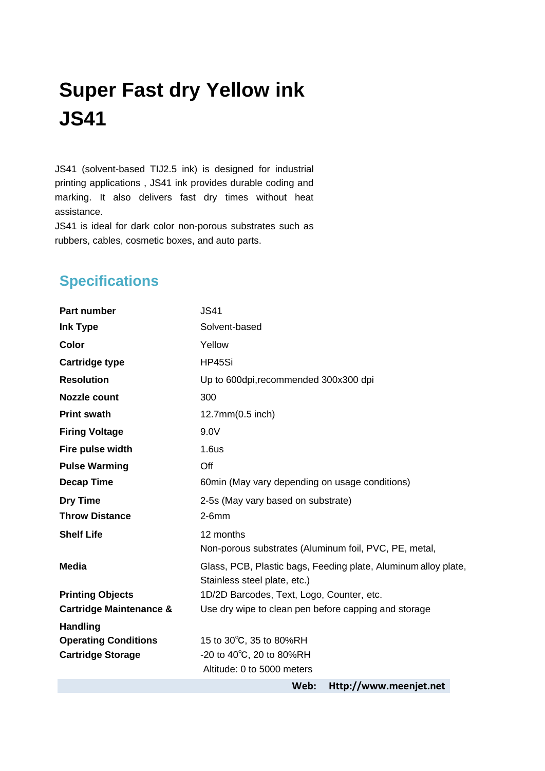# Super Fast dry Yellow ink JS41

JS41 (solvent-based TIJ2.5 ink) is designed for industrial printing applications , JS41 ink provides durable coding and marking. It also delivers fast dry times without heat assistance.

JS41 is ideal for dark color non-porous substrates such as rubbers, cables, cosmetic boxes, and auto parts.

## Specifications

| | |
|---|---|
| **Part number** | JS41 |
| **Ink Type** | Solvent-based |
| **Color** | Yellow |
| **Cartridge type** | HP45Si |
| **Resolution** | Up to 600dpi,recommended 300x300 dpi |
| **Nozzle count** | 300 |
| **Print swath** | 12.7mm(0.5 inch) |
| **Firing Voltage** | 9.0V |
| **Fire pulse width** | 1.6us |
| **Pulse Warming** | Off |
| **Decap Time** | 60min (May vary depending on usage conditions) |
| **Dry Time** | 2-5s (May vary based on substrate) |
| **Throw Distance** | 2-6mm |
| **Shelf Life** | 12 months |
| **Media** | Non-porous substrates (Aluminum foil, PVC, PE, metal, Glass, PCB, Plastic bags, Feeding plate, Aluminum alloy plate, Stainless steel plate, etc.) |
| **Printing Objects** | 1D/2D Barcodes, Text, Logo, Counter, etc. |
| **Cartridge Maintenance & Handling** | Use dry wipe to clean pen before capping and storage |
| **Operating Conditions** | 15 to 30℃, 35 to 80%RH |
| **Cartridge Storage** | -20 to 40℃, 20 to 80%RH<br>Altitude: 0 to 5000 meters |

**Web: Http://www.meenjet.net**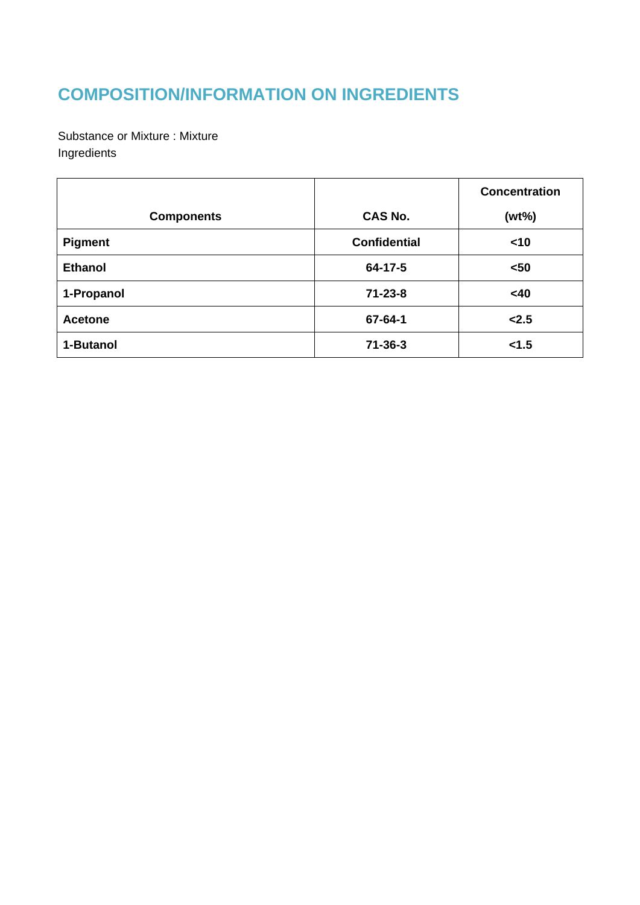## COMPOSITION/INFORMATION ON INGREDIENTS

Substance or Mixture : Mixture
Ingredients

| Components | CAS No. | Concentration (wt%) |
|---|---|---|
| **Pigment** | **Confidential** | **<10** |
| **Ethanol** | **64-17-5** | **<50** |
| **1-Propanol** | **71-23-8** | **<40** |
| **Acetone** | **67-64-1** | **<2.5** |
| **1-Butanol** | **71-36-3** | **<1.5** |